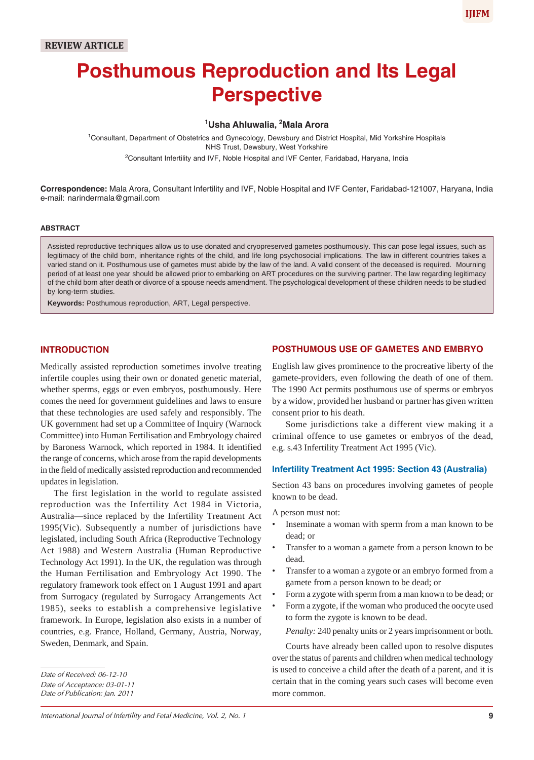REVIEW ARTICLE

# Posthumous Reproduction and Its Legal Perspective

**[1]Usha Ahluwalia, [2]Mala Arora**

[1]Consultant, Department of Obstetrics and Gynecology, Dewsbury and District Hospital, Mid Yorkshire Hospitals NHS Trust, Dewsbury, West Yorkshire

[2]Consultant Infertility and IVF, Noble Hospital and IVF Center, Faridabad, Haryana, India

**Correspondence:** Mala Arora, Consultant Infertility and IVF, Noble Hospital and IVF Center, Faridabad-121007, Haryana, India
e-mail: narindermala@gmail.com

### ABSTRACT

Assisted reproductive techniques allow us to use donated and cryopreserved gametes posthumously. This can pose legal issues, such as legitimacy of the child born, inheritance rights of the child, and life long psychosocial implications. The law in different countries takes a varied stand on it. Posthumous use of gametes must abide by the law of the land. A valid consent of the deceased is required. Mourning period of at least one year should be allowed prior to embarking on ART procedures on the surviving partner. The law regarding legitimacy of the child born after death or divorce of a spouse needs amendment. The psychological development of these children needs to be studied by long-term studies.

**Keywords:** Posthumous reproduction, ART, Legal perspective.

## INTRODUCTION

Medically assisted reproduction sometimes involve treating infertile couples using their own or donated genetic material, whether sperms, eggs or even embryos, posthumously. Here comes the need for government guidelines and laws to ensure that these technologies are used safely and responsibly. The UK government had set up a Committee of Inquiry (Warnock Committee) into Human Fertilisation and Embryology chaired by Baroness Warnock, which reported in 1984. It identified the range of concerns, which arose from the rapid developments in the field of medically assisted reproduction and recommended updates in legislation.

The first legislation in the world to regulate assisted reproduction was the Infertility Act 1984 in Victoria, Australia—since replaced by the Infertility Treatment Act 1995(Vic). Subsequently a number of jurisdictions have legislated, including South Africa (Reproductive Technology Act 1988) and Western Australia (Human Reproductive Technology Act 1991). In the UK, the regulation was through the Human Fertilisation and Embryology Act 1990. The regulatory framework took effect on 1 August 1991 and apart from Surrogacy (regulated by Surrogacy Arrangements Act 1985), seeks to establish a comprehensive legislative framework. In Europe, legislation also exists in a number of countries, e.g. France, Holland, Germany, Austria, Norway, Sweden, Denmark, and Spain.

*Date of Received: 06-12-10*
*Date of Acceptance: 03-01-11*
*Date of Publication: Jan. 2011*

## POSTHUMOUS USE OF GAMETES AND EMBRYO

English law gives prominence to the procreative liberty of the gamete-providers, even following the death of one of them. The 1990 Act permits posthumous use of sperms or embryos by a widow, provided her husband or partner has given written consent prior to his death.

Some jurisdictions take a different view making it a criminal offence to use gametes or embryos of the dead, e.g. s.43 Infertility Treatment Act 1995 (Vic).

### Infertility Treatment Act 1995: Section 43 (Australia)

Section 43 bans on procedures involving gametes of people known to be dead.

A person must not:

- Inseminate a woman with sperm from a man known to be dead; or
- Transfer to a woman a gamete from a person known to be dead.
- Transfer to a woman a zygote or an embryo formed from a gamete from a person known to be dead; or
- Form a zygote with sperm from a man known to be dead; or
- Form a zygote, if the woman who produced the oocyte used to form the zygote is known to be dead.

*Penalty:* 240 penalty units or 2 years imprisonment or both.

Courts have already been called upon to resolve disputes over the status of parents and children when medical technology is used to conceive a child after the death of a parent, and it is certain that in the coming years such cases will become even more common.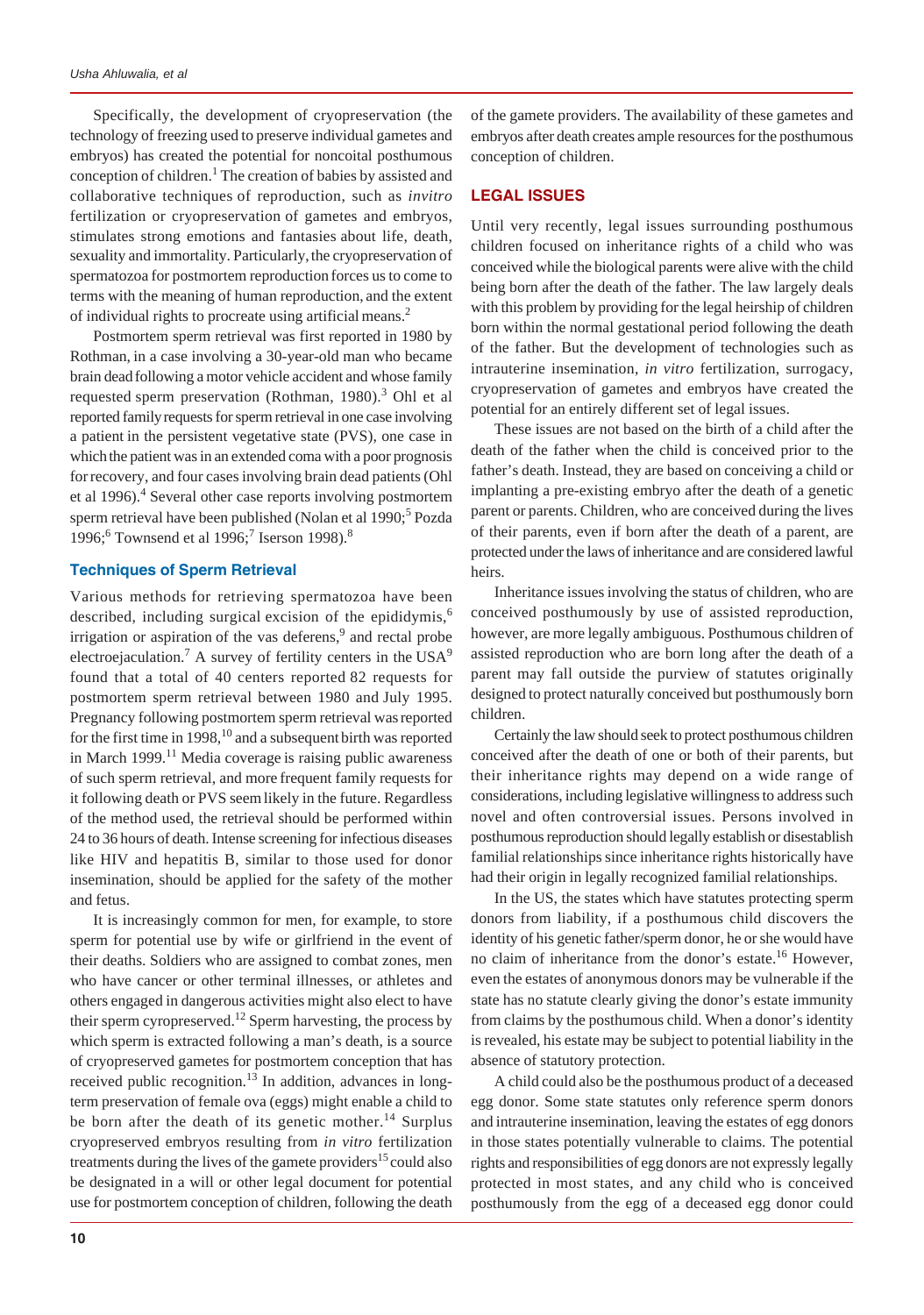Specifically, the development of cryopreservation (the technology of freezing used to preserve individual gametes and embryos) has created the potential for noncoital posthumous conception of children.[1] The creation of babies by assisted and collaborative techniques of reproduction, such as *invitro* fertilization or cryopreservation of gametes and embryos, stimulates strong emotions and fantasies about life, death, sexuality and immortality. Particularly, the cryopreservation of spermatozoa for postmortem reproduction forces us to come to terms with the meaning of human reproduction, and the extent of individual rights to procreate using artificial means.[2]

Postmortem sperm retrieval was first reported in 1980 by Rothman, in a case involving a 30-year-old man who became brain dead following a motor vehicle accident and whose family requested sperm preservation (Rothman, 1980).[3] Ohl et al reported family requests for sperm retrieval in one case involving a patient in the persistent vegetative state (PVS), one case in which the patient was in an extended coma with a poor prognosis for recovery, and four cases involving brain dead patients (Ohl et al 1996).[4] Several other case reports involving postmortem sperm retrieval have been published (Nolan et al 1990;[5] Pozda 1996;[6] Townsend et al 1996;[7] Iserson 1998).[8]

### Techniques of Sperm Retrieval

Various methods for retrieving spermatozoa have been described, including surgical excision of the epididymis,[6] irrigation or aspiration of the vas deferens,[9] and rectal probe electroejaculation.[7] A survey of fertility centers in the USA[9] found that a total of 40 centers reported 82 requests for postmortem sperm retrieval between 1980 and July 1995. Pregnancy following postmortem sperm retrieval was reported for the first time in 1998,[10] and a subsequent birth was reported in March 1999.[11] Media coverage is raising public awareness of such sperm retrieval, and more frequent family requests for it following death or PVS seem likely in the future. Regardless of the method used, the retrieval should be performed within 24 to 36 hours of death. Intense screening for infectious diseases like HIV and hepatitis B, similar to those used for donor insemination, should be applied for the safety of the mother and fetus.

It is increasingly common for men, for example, to store sperm for potential use by wife or girlfriend in the event of their deaths. Soldiers who are assigned to combat zones, men who have cancer or other terminal illnesses, or athletes and others engaged in dangerous activities might also elect to have their sperm cyropreserved.[12] Sperm harvesting, the process by which sperm is extracted following a man's death, is a source of cryopreserved gametes for postmortem conception that has received public recognition.[13] In addition, advances in long-term preservation of female ova (eggs) might enable a child to be born after the death of its genetic mother.[14] Surplus cryopreserved embryos resulting from *in vitro* fertilization treatments during the lives of the gamete providers[15] could also be designated in a will or other legal document for potential use for postmortem conception of children, following the death of the gamete providers. The availability of these gametes and embryos after death creates ample resources for the posthumous conception of children.

## LEGAL ISSUES

Until very recently, legal issues surrounding posthumous children focused on inheritance rights of a child who was conceived while the biological parents were alive with the child being born after the death of the father. The law largely deals with this problem by providing for the legal heirship of children born within the normal gestational period following the death of the father. But the development of technologies such as intrauterine insemination, *in vitro* fertilization, surrogacy, cryopreservation of gametes and embryos have created the potential for an entirely different set of legal issues.

These issues are not based on the birth of a child after the death of the father when the child is conceived prior to the father's death. Instead, they are based on conceiving a child or implanting a pre-existing embryo after the death of a genetic parent or parents. Children, who are conceived during the lives of their parents, even if born after the death of a parent, are protected under the laws of inheritance and are considered lawful heirs.

Inheritance issues involving the status of children, who are conceived posthumously by use of assisted reproduction, however, are more legally ambiguous. Posthumous children of assisted reproduction who are born long after the death of a parent may fall outside the purview of statutes originally designed to protect naturally conceived but posthumously born children.

Certainly the law should seek to protect posthumous children conceived after the death of one or both of their parents, but their inheritance rights may depend on a wide range of considerations, including legislative willingness to address such novel and often controversial issues. Persons involved in posthumous reproduction should legally establish or disestablish familial relationships since inheritance rights historically have had their origin in legally recognized familial relationships.

In the US, the states which have statutes protecting sperm donors from liability, if a posthumous child discovers the identity of his genetic father/sperm donor, he or she would have no claim of inheritance from the donor's estate.[16] However, even the estates of anonymous donors may be vulnerable if the state has no statute clearly giving the donor's estate immunity from claims by the posthumous child. When a donor's identity is revealed, his estate may be subject to potential liability in the absence of statutory protection.

A child could also be the posthumous product of a deceased egg donor. Some state statutes only reference sperm donors and intrauterine insemination, leaving the estates of egg donors in those states potentially vulnerable to claims. The potential rights and responsibilities of egg donors are not expressly legally protected in most states, and any child who is conceived posthumously from the egg of a deceased egg donor could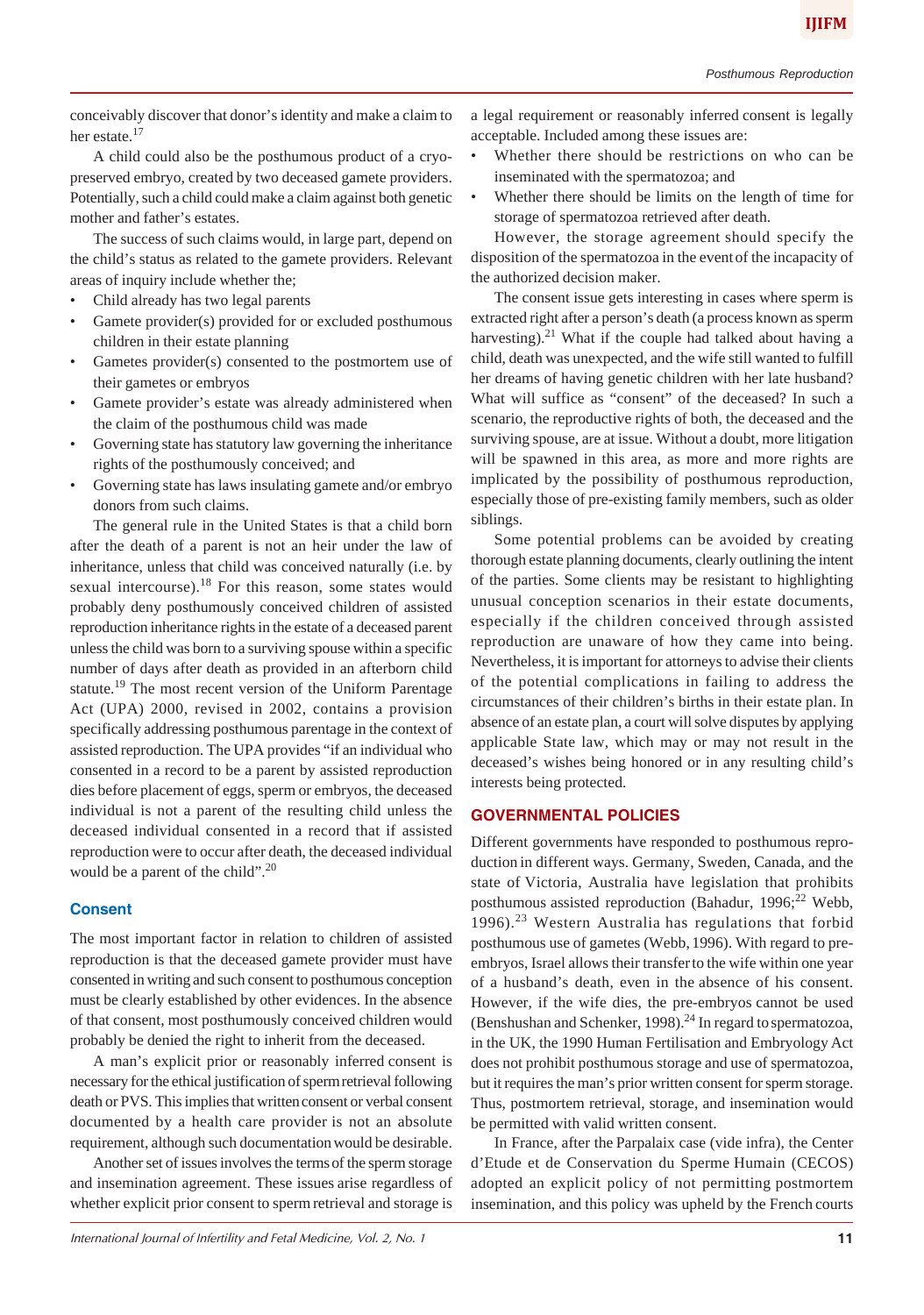conceivably discover that donor's identity and make a claim to her estate.[17]

A child could also be the posthumous product of a cryopreserved embryo, created by two deceased gamete providers. Potentially, such a child could make a claim against both genetic mother and father's estates.

The success of such claims would, in large part, depend on the child's status as related to the gamete providers. Relevant areas of inquiry include whether the;

- Child already has two legal parents
- Gamete provider(s) provided for or excluded posthumous children in their estate planning
- Gametes provider(s) consented to the postmortem use of their gametes or embryos
- Gamete provider's estate was already administered when the claim of the posthumous child was made
- Governing state has statutory law governing the inheritance rights of the posthumously conceived; and
- Governing state has laws insulating gamete and/or embryo donors from such claims.

The general rule in the United States is that a child born after the death of a parent is not an heir under the law of inheritance, unless that child was conceived naturally (i.e. by sexual intercourse).[18] For this reason, some states would probably deny posthumously conceived children of assisted reproduction inheritance rights in the estate of a deceased parent unless the child was born to a surviving spouse within a specific number of days after death as provided in an afterborn child statute.[19] The most recent version of the Uniform Parentage Act (UPA) 2000, revised in 2002, contains a provision specifically addressing posthumous parentage in the context of assisted reproduction. The UPA provides "if an individual who consented in a record to be a parent by assisted reproduction dies before placement of eggs, sperm or embryos, the deceased individual is not a parent of the resulting child unless the deceased individual consented in a record that if assisted reproduction were to occur after death, the deceased individual would be a parent of the child".[20]

## Consent

The most important factor in relation to children of assisted reproduction is that the deceased gamete provider must have consented in writing and such consent to posthumous conception must be clearly established by other evidences. In the absence of that consent, most posthumously conceived children would probably be denied the right to inherit from the deceased.

A man's explicit prior or reasonably inferred consent is necessary for the ethical justification of sperm retrieval following death or PVS. This implies that written consent or verbal consent documented by a health care provider is not an absolute requirement, although such documentation would be desirable.

Another set of issues involves the terms of the sperm storage and insemination agreement. These issues arise regardless of whether explicit prior consent to sperm retrieval and storage is a legal requirement or reasonably inferred consent is legally acceptable. Included among these issues are:

- Whether there should be restrictions on who can be inseminated with the spermatozoa; and
- Whether there should be limits on the length of time for storage of spermatozoa retrieved after death.

However, the storage agreement should specify the disposition of the spermatozoa in the event of the incapacity of the authorized decision maker.

The consent issue gets interesting in cases where sperm is extracted right after a person's death (a process known as sperm harvesting).[21] What if the couple had talked about having a child, death was unexpected, and the wife still wanted to fulfill her dreams of having genetic children with her late husband? What will suffice as "consent" of the deceased? In such a scenario, the reproductive rights of both, the deceased and the surviving spouse, are at issue. Without a doubt, more litigation will be spawned in this area, as more and more rights are implicated by the possibility of posthumous reproduction, especially those of pre-existing family members, such as older siblings.

Some potential problems can be avoided by creating thorough estate planning documents, clearly outlining the intent of the parties. Some clients may be resistant to highlighting unusual conception scenarios in their estate documents, especially if the children conceived through assisted reproduction are unaware of how they came into being. Nevertheless, it is important for attorneys to advise their clients of the potential complications in failing to address the circumstances of their children's births in their estate plan. In absence of an estate plan, a court will solve disputes by applying applicable State law, which may or may not result in the deceased's wishes being honored or in any resulting child's interests being protected.

## GOVERNMENTAL POLICIES

Different governments have responded to posthumous reproduction in different ways. Germany, Sweden, Canada, and the state of Victoria, Australia have legislation that prohibits posthumous assisted reproduction (Bahadur, 1996;[22] Webb, 1996).[23] Western Australia has regulations that forbid posthumous use of gametes (Webb, 1996). With regard to pre-embryos, Israel allows their transfer to the wife within one year of a husband's death, even in the absence of his consent. However, if the wife dies, the pre-embryos cannot be used (Benshushan and Schenker, 1998).[24] In regard to spermatozoa, in the UK, the 1990 Human Fertilisation and Embryology Act does not prohibit posthumous storage and use of spermatozoa, but it requires the man's prior written consent for sperm storage. Thus, postmortem retrieval, storage, and insemination would be permitted with valid written consent.

In France, after the Parpalaix case (vide infra), the Center d'Etude et de Conservation du Sperme Humain (CECOS) adopted an explicit policy of not permitting postmortem insemination, and this policy was upheld by the French courts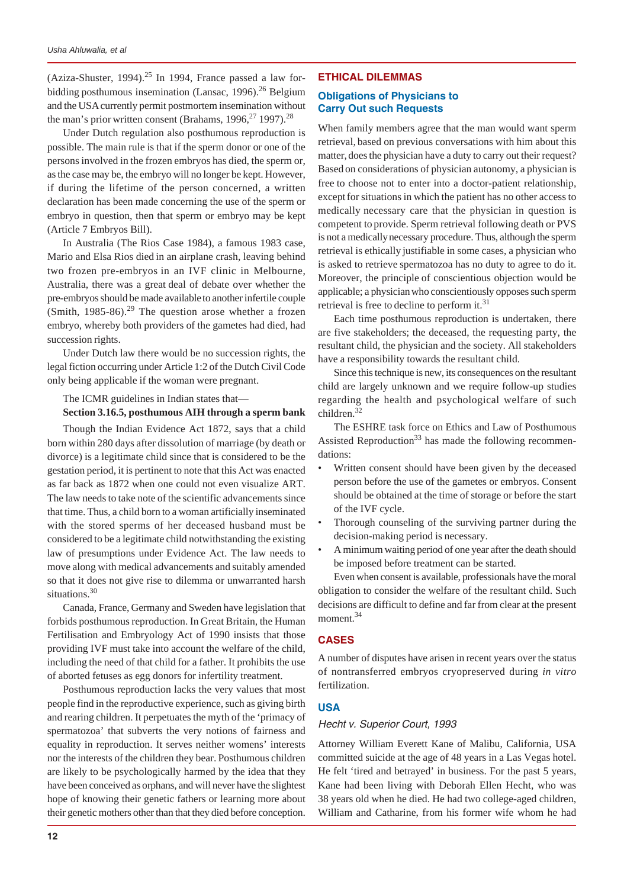(Aziza-Shuster, 1994).[25] In 1994, France passed a law forbidding posthumous insemination (Lansac, 1996).[26] Belgium and the USA currently permit postmortem insemination without the man's prior written consent (Brahams, 1996,[27] 1997).[28]

Under Dutch regulation also posthumous reproduction is possible. The main rule is that if the sperm donor or one of the persons involved in the frozen embryos has died, the sperm or, as the case may be, the embryo will no longer be kept. However, if during the lifetime of the person concerned, a written declaration has been made concerning the use of the sperm or embryo in question, then that sperm or embryo may be kept (Article 7 Embryos Bill).

In Australia (The Rios Case 1984), a famous 1983 case, Mario and Elsa Rios died in an airplane crash, leaving behind two frozen pre-embryos in an IVF clinic in Melbourne, Australia, there was a great deal of debate over whether the pre-embryos should be made available to another infertile couple (Smith, 1985-86).[29] The question arose whether a frozen embryo, whereby both providers of the gametes had died, had succession rights.

Under Dutch law there would be no succession rights, the legal fiction occurring under Article 1:2 of the Dutch Civil Code only being applicable if the woman were pregnant.

The ICMR guidelines in Indian states that—

**Section 3.16.5, posthumous AIH through a sperm bank**

Though the Indian Evidence Act 1872, says that a child born within 280 days after dissolution of marriage (by death or divorce) is a legitimate child since that is considered to be the gestation period, it is pertinent to note that this Act was enacted as far back as 1872 when one could not even visualize ART. The law needs to take note of the scientific advancements since that time. Thus, a child born to a woman artificially inseminated with the stored sperms of her deceased husband must be considered to be a legitimate child notwithstanding the existing law of presumptions under Evidence Act. The law needs to move along with medical advancements and suitably amended so that it does not give rise to dilemma or unwarranted harsh situations.[30]

Canada, France, Germany and Sweden have legislation that forbids posthumous reproduction. In Great Britain, the Human Fertilisation and Embryology Act of 1990 insists that those providing IVF must take into account the welfare of the child, including the need of that child for a father. It prohibits the use of aborted fetuses as egg donors for infertility treatment.

Posthumous reproduction lacks the very values that most people find in the reproductive experience, such as giving birth and rearing children. It perpetuates the myth of the 'primacy of spermatozoa' that subverts the very notions of fairness and equality in reproduction. It serves neither womens' interests nor the interests of the children they bear. Posthumous children are likely to be psychologically harmed by the idea that they have been conceived as orphans, and will never have the slightest hope of knowing their genetic fathers or learning more about their genetic mothers other than that they died before conception.

## ETHICAL DILEMMAS

### Obligations of Physicians to Carry Out such Requests

When family members agree that the man would want sperm retrieval, based on previous conversations with him about this matter, does the physician have a duty to carry out their request? Based on considerations of physician autonomy, a physician is free to choose not to enter into a doctor-patient relationship, except for situations in which the patient has no other access to medically necessary care that the physician in question is competent to provide. Sperm retrieval following death or PVS is not a medically necessary procedure. Thus, although the sperm retrieval is ethically justifiable in some cases, a physician who is asked to retrieve spermatozoa has no duty to agree to do it. Moreover, the principle of conscientious objection would be applicable; a physician who conscientiously opposes such sperm retrieval is free to decline to perform it.[31]

Each time posthumous reproduction is undertaken, there are five stakeholders; the deceased, the requesting party, the resultant child, the physician and the society. All stakeholders have a responsibility towards the resultant child.

Since this technique is new, its consequences on the resultant child are largely unknown and we require follow-up studies regarding the health and psychological welfare of such children.[32]

The ESHRE task force on Ethics and Law of Posthumous Assisted Reproduction[33] has made the following recommendations:

- Written consent should have been given by the deceased person before the use of the gametes or embryos. Consent should be obtained at the time of storage or before the start of the IVF cycle.
- Thorough counseling of the surviving partner during the decision-making period is necessary.
- A minimum waiting period of one year after the death should be imposed before treatment can be started.

Even when consent is available, professionals have the moral obligation to consider the welfare of the resultant child. Such decisions are difficult to define and far from clear at the present moment.[34]

## CASES

A number of disputes have arisen in recent years over the status of nontransferred embryos cryopreserved during *in vitro* fertilization.

## USA

### *Hecht v. Superior Court, 1993*

Attorney William Everett Kane of Malibu, California, USA committed suicide at the age of 48 years in a Las Vegas hotel. He felt 'tired and betrayed' in business. For the past 5 years, Kane had been living with Deborah Ellen Hecht, who was 38 years old when he died. He had two college-aged children, William and Catharine, from his former wife whom he had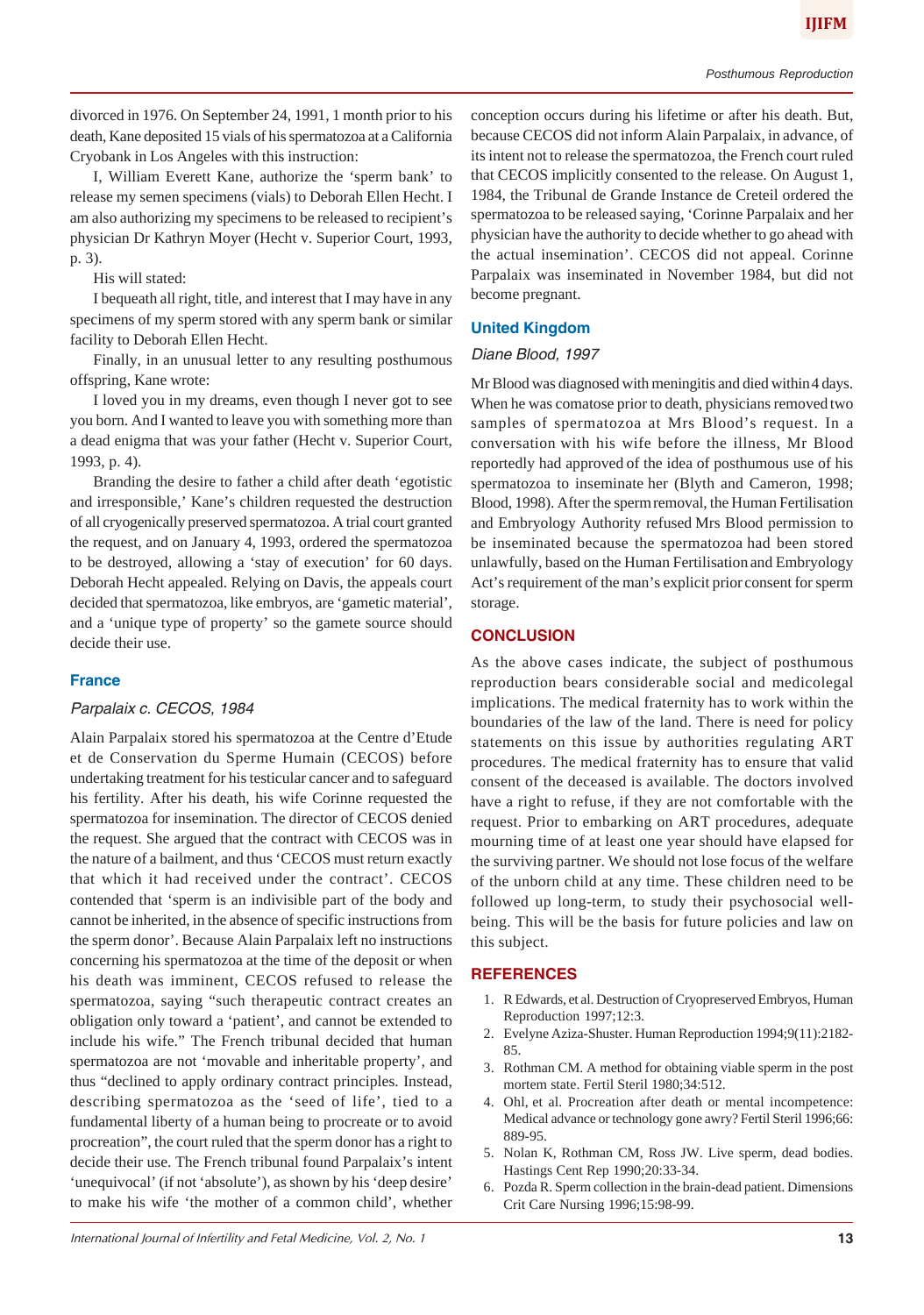divorced in 1976. On September 24, 1991, 1 month prior to his death, Kane deposited 15 vials of his spermatozoa at a California Cryobank in Los Angeles with this instruction:

I, William Everett Kane, authorize the 'sperm bank' to release my semen specimens (vials) to Deborah Ellen Hecht. I am also authorizing my specimens to be released to recipient's physician Dr Kathryn Moyer (Hecht v. Superior Court, 1993, p. 3).

His will stated:

I bequeath all right, title, and interest that I may have in any specimens of my sperm stored with any sperm bank or similar facility to Deborah Ellen Hecht.

Finally, in an unusual letter to any resulting posthumous offspring, Kane wrote:

I loved you in my dreams, even though I never got to see you born. And I wanted to leave you with something more than a dead enigma that was your father (Hecht v. Superior Court, 1993, p. 4).

Branding the desire to father a child after death 'egotistic and irresponsible,' Kane's children requested the destruction of all cryogenically preserved spermatozoa. A trial court granted the request, and on January 4, 1993, ordered the spermatozoa to be destroyed, allowing a 'stay of execution' for 60 days. Deborah Hecht appealed. Relying on Davis, the appeals court decided that spermatozoa, like embryos, are 'gametic material', and a 'unique type of property' so the gamete source should decide their use.

## France

### *Parpalaix c. CECOS, 1984*

Alain Parpalaix stored his spermatozoa at the Centre d'Etude et de Conservation du Sperme Humain (CECOS) before undertaking treatment for his testicular cancer and to safeguard his fertility. After his death, his wife Corinne requested the spermatozoa for insemination. The director of CECOS denied the request. She argued that the contract with CECOS was in the nature of a bailment, and thus 'CECOS must return exactly that which it had received under the contract'. CECOS contended that 'sperm is an indivisible part of the body and cannot be inherited, in the absence of specific instructions from the sperm donor'. Because Alain Parpalaix left no instructions concerning his spermatozoa at the time of the deposit or when his death was imminent, CECOS refused to release the spermatozoa, saying "such therapeutic contract creates an obligation only toward a 'patient', and cannot be extended to include his wife." The French tribunal decided that human spermatozoa are not 'movable and inheritable property', and thus "declined to apply ordinary contract principles. Instead, describing spermatozoa as the 'seed of life', tied to a fundamental liberty of a human being to procreate or to avoid procreation", the court ruled that the sperm donor has a right to decide their use. The French tribunal found Parpalaix's intent 'unequivocal' (if not 'absolute'), as shown by his 'deep desire' to make his wife 'the mother of a common child', whether conception occurs during his lifetime or after his death. But, because CECOS did not inform Alain Parpalaix, in advance, of its intent not to release the spermatozoa, the French court ruled that CECOS implicitly consented to the release. On August 1, 1984, the Tribunal de Grande Instance de Creteil ordered the spermatozoa to be released saying, 'Corinne Parpalaix and her physician have the authority to decide whether to go ahead with the actual insemination'. CECOS did not appeal. Corinne Parpalaix was inseminated in November 1984, but did not become pregnant.

## United Kingdom

### *Diane Blood, 1997*

Mr Blood was diagnosed with meningitis and died within 4 days. When he was comatose prior to death, physicians removed two samples of spermatozoa at Mrs Blood's request. In a conversation with his wife before the illness, Mr Blood reportedly had approved of the idea of posthumous use of his spermatozoa to inseminate her (Blyth and Cameron, 1998; Blood, 1998). After the sperm removal, the Human Fertilisation and Embryology Authority refused Mrs Blood permission to be inseminated because the spermatozoa had been stored unlawfully, based on the Human Fertilisation and Embryology Act's requirement of the man's explicit prior consent for sperm storage.

## CONCLUSION

As the above cases indicate, the subject of posthumous reproduction bears considerable social and medicolegal implications. The medical fraternity has to work within the boundaries of the law of the land. There is need for policy statements on this issue by authorities regulating ART procedures. The medical fraternity has to ensure that valid consent of the deceased is available. The doctors involved have a right to refuse, if they are not comfortable with the request. Prior to embarking on ART procedures, adequate mourning time of at least one year should have elapsed for the surviving partner. We should not lose focus of the welfare of the unborn child at any time. These children need to be followed up long-term, to study their psychosocial well-being. This will be the basis for future policies and law on this subject.

## REFERENCES

1. R Edwards, et al. Destruction of Cryopreserved Embryos, Human Reproduction 1997;12:3.
2. Evelyne Aziza-Shuster. Human Reproduction 1994;9(11):2182-85.
3. Rothman CM. A method for obtaining viable sperm in the post mortem state. Fertil Steril 1980;34:512.
4. Ohl, et al. Procreation after death or mental incompetence: Medical advance or technology gone awry? Fertil Steril 1996;66:889-95.
5. Nolan K, Rothman CM, Ross JW. Live sperm, dead bodies. Hastings Cent Rep 1990;20:33-34.
6. Pozda R. Sperm collection in the brain-dead patient. Dimensions Crit Care Nursing 1996;15:98-99.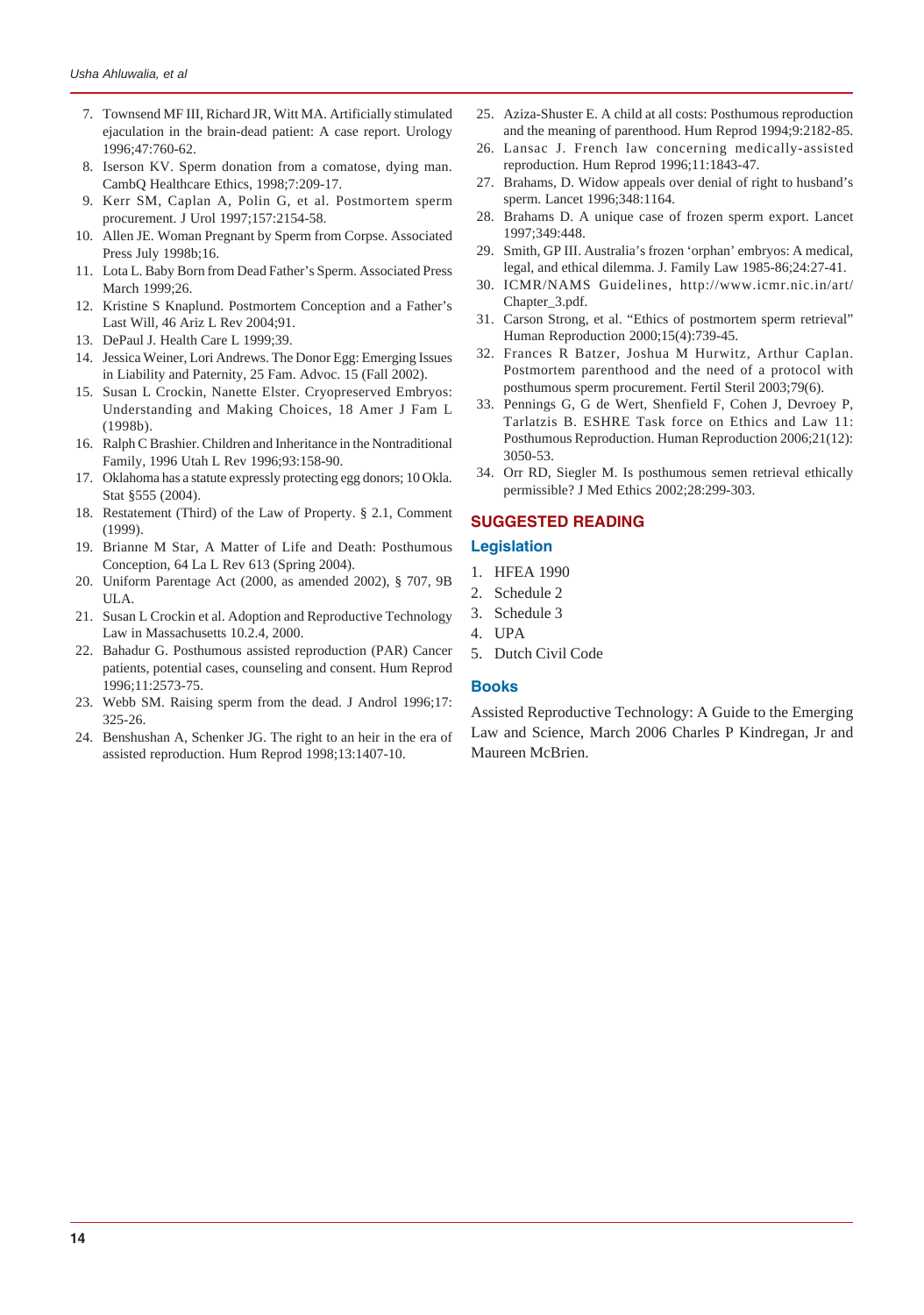7. Townsend MF III, Richard JR, Witt MA. Artificially stimulated ejaculation in the brain-dead patient: A case report. Urology 1996;47:760-62.
8. Iserson KV. Sperm donation from a comatose, dying man. CambQ Healthcare Ethics, 1998;7:209-17.
9. Kerr SM, Caplan A, Polin G, et al. Postmortem sperm procurement. J Urol 1997;157:2154-58.
10. Allen JE. Woman Pregnant by Sperm from Corpse. Associated Press July 1998b;16.
11. Lota L. Baby Born from Dead Father's Sperm. Associated Press March 1999;26.
12. Kristine S Knaplund. Postmortem Conception and a Father's Last Will, 46 Ariz L Rev 2004;91.
13. DePaul J. Health Care L 1999;39.
14. Jessica Weiner, Lori Andrews. The Donor Egg: Emerging Issues in Liability and Paternity, 25 Fam. Advoc. 15 (Fall 2002).
15. Susan L Crockin, Nanette Elster. Cryopreserved Embryos: Understanding and Making Choices, 18 Amer J Fam L (1998b).
16. Ralph C Brashier. Children and Inheritance in the Nontraditional Family, 1996 Utah L Rev 1996;93:158-90.
17. Oklahoma has a statute expressly protecting egg donors; 10 Okla. Stat §555 (2004).
18. Restatement (Third) of the Law of Property. § 2.1, Comment (1999).
19. Brianne M Star, A Matter of Life and Death: Posthumous Conception, 64 La L Rev 613 (Spring 2004).
20. Uniform Parentage Act (2000, as amended 2002), § 707, 9B ULA.
21. Susan L Crockin et al. Adoption and Reproductive Technology Law in Massachusetts 10.2.4, 2000.
22. Bahadur G. Posthumous assisted reproduction (PAR) Cancer patients, potential cases, counseling and consent. Hum Reprod 1996;11:2573-75.
23. Webb SM. Raising sperm from the dead. J Androl 1996;17: 325-26.
24. Benshushan A, Schenker JG. The right to an heir in the era of assisted reproduction. Hum Reprod 1998;13:1407-10.
25. Aziza-Shuster E. A child at all costs: Posthumous reproduction and the meaning of parenthood. Hum Reprod 1994;9:2182-85.
26. Lansac J. French law concerning medically-assisted reproduction. Hum Reprod 1996;11:1843-47.
27. Brahams, D. Widow appeals over denial of right to husband's sperm. Lancet 1996;348:1164.
28. Brahams D. A unique case of frozen sperm export. Lancet 1997;349:448.
29. Smith, GP III. Australia's frozen 'orphan' embryos: A medical, legal, and ethical dilemma. J. Family Law 1985-86;24:27-41.
30. ICMR/NAMS Guidelines, http://www.icmr.nic.in/art/Chapter_3.pdf.
31. Carson Strong, et al. "Ethics of postmortem sperm retrieval" Human Reproduction 2000;15(4):739-45.
32. Frances R Batzer, Joshua M Hurwitz, Arthur Caplan. Postmortem parenthood and the need of a protocol with posthumous sperm procurement. Fertil Steril 2003;79(6).
33. Pennings G, G de Wert, Shenfield F, Cohen J, Devroey P, Tarlatzis B. ESHRE Task force on Ethics and Law 11: Posthumous Reproduction. Human Reproduction 2006;21(12): 3050-53.
34. Orr RD, Siegler M. Is posthumous semen retrieval ethically permissible? J Med Ethics 2002;28:299-303.

## SUGGESTED READING

### Legislation

1. HFEA 1990
2. Schedule 2
3. Schedule 3
4. UPA
5. Dutch Civil Code

### Books

Assisted Reproductive Technology: A Guide to the Emerging Law and Science, March 2006 Charles P Kindregan, Jr and Maureen McBrien.